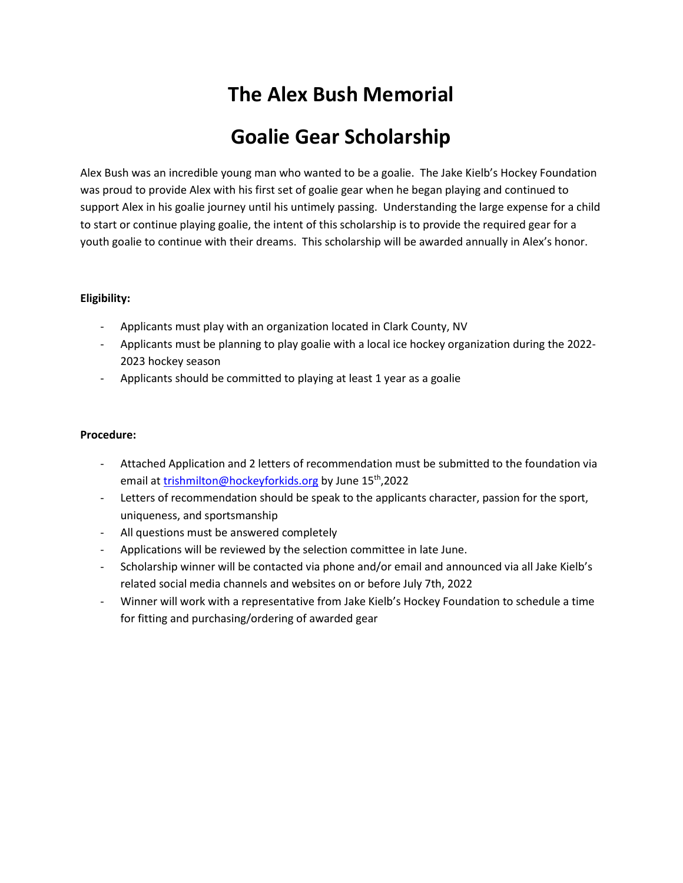# The Alex Bush Memorial

# Goalie Gear Scholarship

Alex Bush was an incredible young man who wanted to be a goalie. The Jake Kielb's Hockey Foundation was proud to provide Alex with his first set of goalie gear when he began playing and continued to support Alex in his goalie journey until his untimely passing. Understanding the large expense for a child to start or continue playing goalie, the intent of this scholarship is to provide the required gear for a youth goalie to continue with their dreams. This scholarship will be awarded annually in Alex's honor.

**Eligibility:**

- Applicants must play with an organization located in Clark County, NV
- Applicants must be planning to play goalie with a local ice hockey organization during the 2022-2023 hockey season
- Applicants should be committed to playing at least 1 year as a goalie

**Procedure:**

- Attached Application and 2 letters of recommendation must be submitted to the foundation via email at trishmilton@hockeyforkids.org by June 15th,2022
- Letters of recommendation should be speak to the applicants character, passion for the sport, uniqueness, and sportsmanship
- All questions must be answered completely
- Applications will be reviewed by the selection committee in late June.
- Scholarship winner will be contacted via phone and/or email and announced via all Jake Kielb's related social media channels and websites on or before July 7th, 2022
- Winner will work with a representative from Jake Kielb's Hockey Foundation to schedule a time for fitting and purchasing/ordering of awarded gear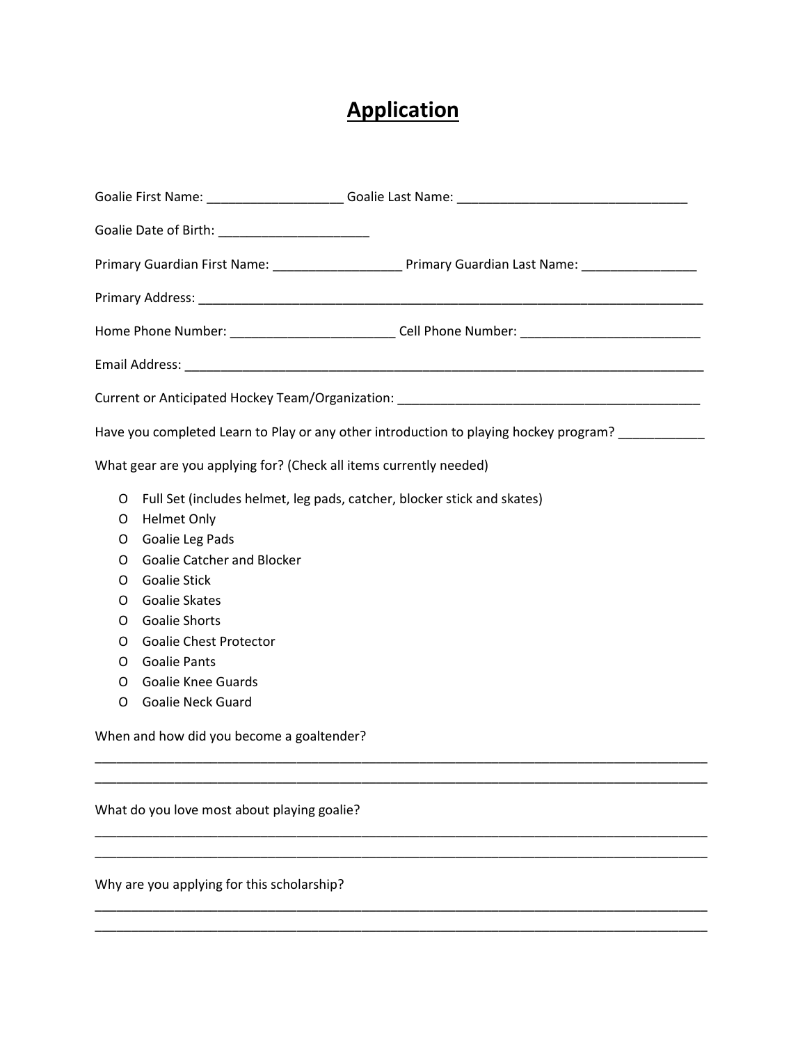# Application

Goalie First Name: ___________________ Goalie Last Name: _______________________________

Goalie Date of Birth: ____________________

Primary Guardian First Name: _________________ Primary Guardian Last Name: _______________

Primary Address: _________________________________________________________________

Home Phone Number: ______________________ Cell Phone Number: _______________________

Email Address: ____________________________________________________________________

Current or Anticipated Hockey Team/Organization: __________________________________________

Have you completed Learn to Play or any other introduction to playing hockey program? ___________

What gear are you applying for? (Check all items currently needed)

- O Full Set (includes helmet, leg pads, catcher, blocker stick and skates)
- O Helmet Only
- O Goalie Leg Pads
- O Goalie Catcher and Blocker
- O Goalie Stick
- O Goalie Skates
- O Goalie Shorts
- O Goalie Chest Protector
- O Goalie Pants
- O Goalie Knee Guards
- O Goalie Neck Guard

When and how did you become a goaltender?

_______________________________________________________________________________________

_______________________________________________________________________________________

What do you love most about playing goalie?

_______________________________________________________________________________________

_______________________________________________________________________________________

Why are you applying for this scholarship?

_______________________________________________________________________________________

_______________________________________________________________________________________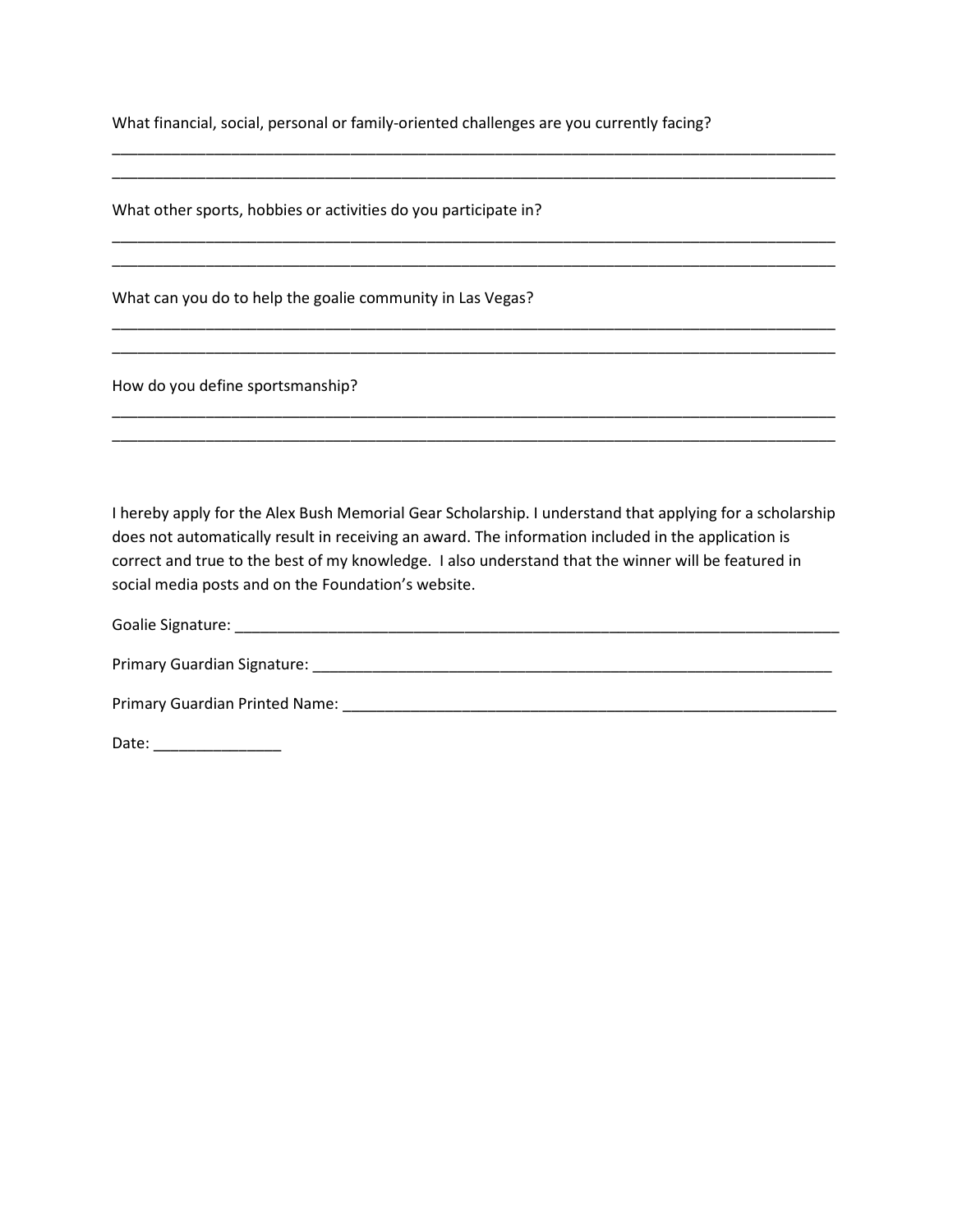What financial, social, personal or family-oriented challenges are you currently facing?

_______________________________________________________________________________________
_______________________________________________________________________________________

What other sports, hobbies or activities do you participate in?

_______________________________________________________________________________________
_______________________________________________________________________________________

What can you do to help the goalie community in Las Vegas?

_______________________________________________________________________________________
_______________________________________________________________________________________

How do you define sportsmanship?

_______________________________________________________________________________________
_______________________________________________________________________________________

I hereby apply for the Alex Bush Memorial Gear Scholarship. I understand that applying for a scholarship does not automatically result in receiving an award. The information included in the application is correct and true to the best of my knowledge. I also understand that the winner will be featured in social media posts and on the Foundation's website.

Goalie Signature: ___________________________________________________________________________

Primary Guardian Signature: _________________________________________________________________

Primary Guardian Printed Name: ______________________________________________________________

Date: _______________